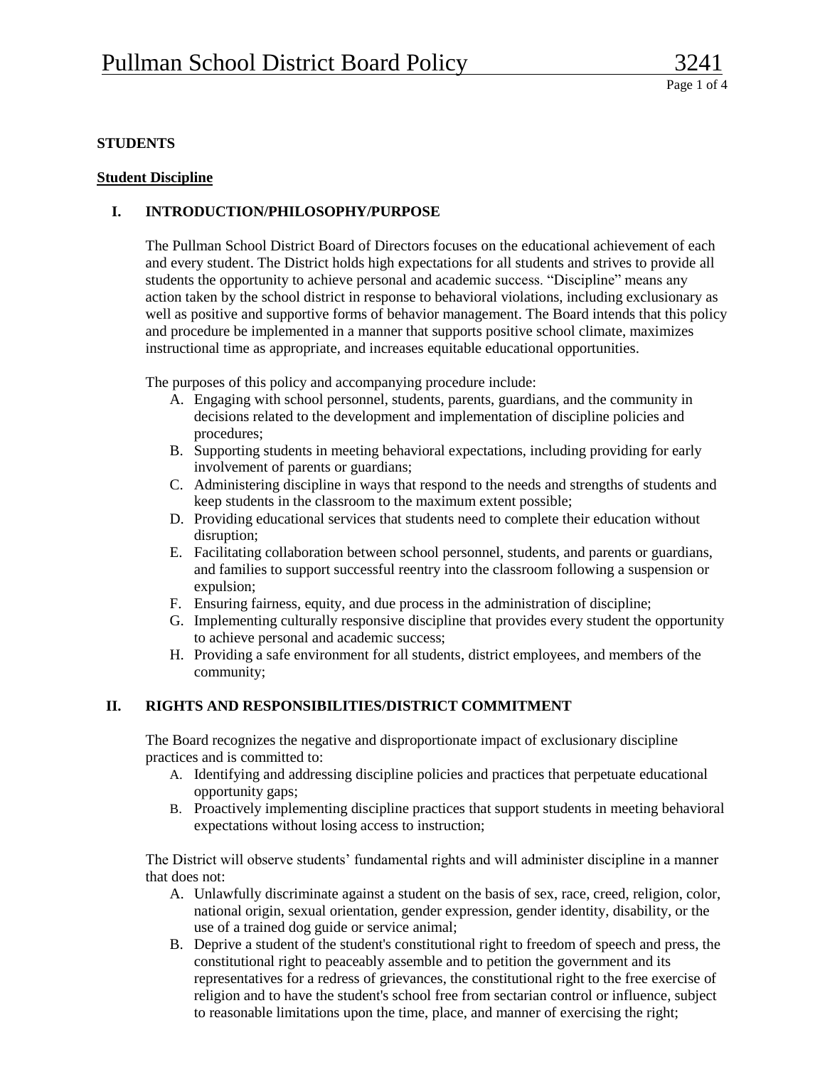# Pullman School District Board Policy 3241

## STUDENTS

### Student Discipline

#### I. INTRODUCTION/PHILOSOPHY/PURPOSE

The Pullman School District Board of Directors focuses on the educational achievement of each and every student. The District holds high expectations for all students and strives to provide all students the opportunity to achieve personal and academic success. “Discipline” means any action taken by the school district in response to behavioral violations, including exclusionary as well as positive and supportive forms of behavior management. The Board intends that this policy and procedure be implemented in a manner that supports positive school climate, maximizes instructional time as appropriate, and increases equitable educational opportunities.

The purposes of this policy and accompanying procedure include:

A. Engaging with school personnel, students, parents, guardians, and the community in decisions related to the development and implementation of discipline policies and procedures;
B. Supporting students in meeting behavioral expectations, including providing for early involvement of parents or guardians;
C. Administering discipline in ways that respond to the needs and strengths of students and keep students in the classroom to the maximum extent possible;
D. Providing educational services that students need to complete their education without disruption;
E. Facilitating collaboration between school personnel, students, and parents or guardians, and families to support successful reentry into the classroom following a suspension or expulsion;
F. Ensuring fairness, equity, and due process in the administration of discipline;
G. Implementing culturally responsive discipline that provides every student the opportunity to achieve personal and academic success;
H. Providing a safe environment for all students, district employees, and members of the community;

#### II. RIGHTS AND RESPONSIBILITIES/DISTRICT COMMITMENT

The Board recognizes the negative and disproportionate impact of exclusionary discipline practices and is committed to:

A. Identifying and addressing discipline policies and practices that perpetuate educational opportunity gaps;
B. Proactively implementing discipline practices that support students in meeting behavioral expectations without losing access to instruction;

The District will observe students’ fundamental rights and will administer discipline in a manner that does not:

A. Unlawfully discriminate against a student on the basis of sex, race, creed, religion, color, national origin, sexual orientation, gender expression, gender identity, disability, or the use of a trained dog guide or service animal;
B. Deprive a student of the student's constitutional right to freedom of speech and press, the constitutional right to peaceably assemble and to petition the government and its representatives for a redress of grievances, the constitutional right to the free exercise of religion and to have the student's school free from sectarian control or influence, subject to reasonable limitations upon the time, place, and manner of exercising the right;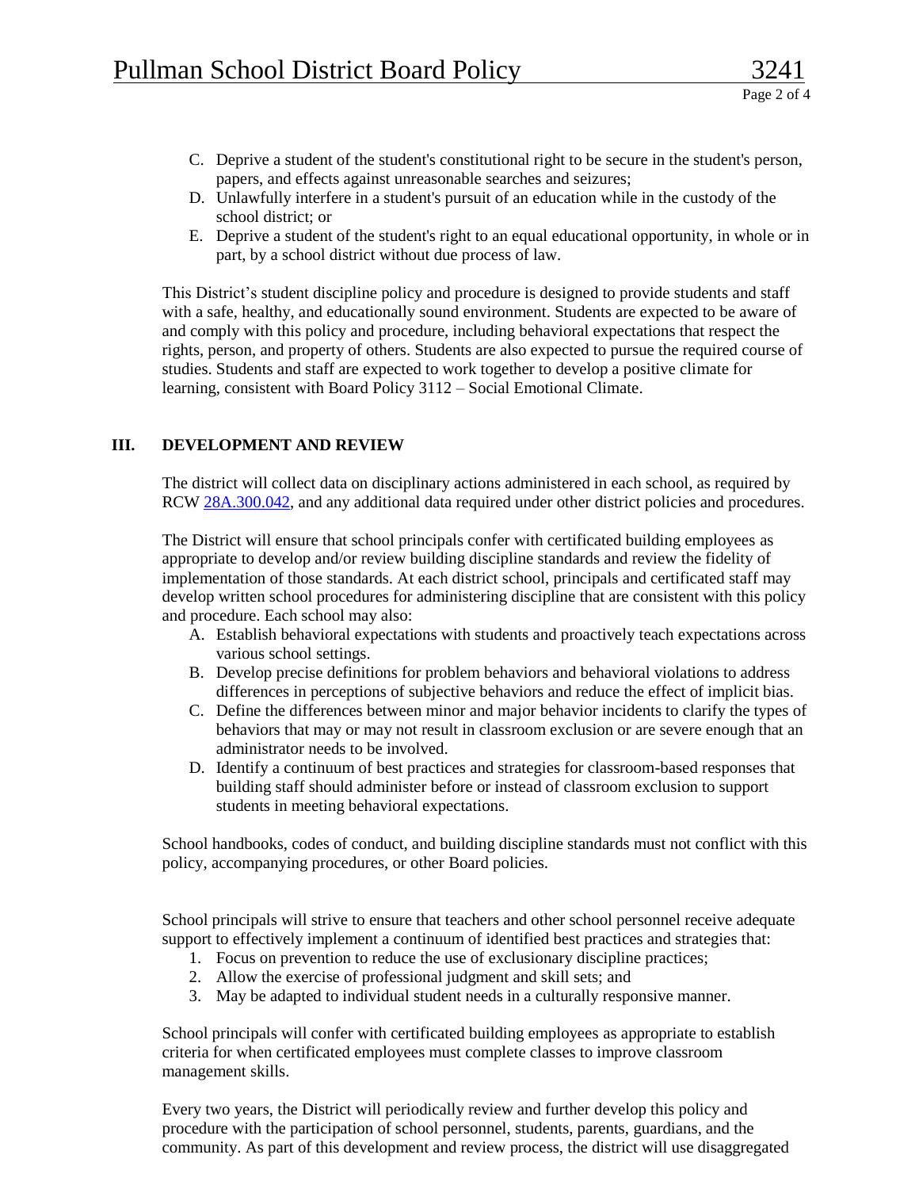C. Deprive a student of the student's constitutional right to be secure in the student's person, papers, and effects against unreasonable searches and seizures;
D. Unlawfully interfere in a student's pursuit of an education while in the custody of the school district; or
E. Deprive a student of the student's right to an equal educational opportunity, in whole or in part, by a school district without due process of law.

This District's student discipline policy and procedure is designed to provide students and staff with a safe, healthy, and educationally sound environment. Students are expected to be aware of and comply with this policy and procedure, including behavioral expectations that respect the rights, person, and property of others. Students are also expected to pursue the required course of studies. Students and staff are expected to work together to develop a positive climate for learning, consistent with Board Policy 3112 – Social Emotional Climate.

## III. DEVELOPMENT AND REVIEW

The district will collect data on disciplinary actions administered in each school, as required by RCW 28A.300.042, and any additional data required under other district policies and procedures.

The District will ensure that school principals confer with certificated building employees as appropriate to develop and/or review building discipline standards and review the fidelity of implementation of those standards. At each district school, principals and certificated staff may develop written school procedures for administering discipline that are consistent with this policy and procedure. Each school may also:

A. Establish behavioral expectations with students and proactively teach expectations across various school settings.
B. Develop precise definitions for problem behaviors and behavioral violations to address differences in perceptions of subjective behaviors and reduce the effect of implicit bias.
C. Define the differences between minor and major behavior incidents to clarify the types of behaviors that may or may not result in classroom exclusion or are severe enough that an administrator needs to be involved.
D. Identify a continuum of best practices and strategies for classroom-based responses that building staff should administer before or instead of classroom exclusion to support students in meeting behavioral expectations.

School handbooks, codes of conduct, and building discipline standards must not conflict with this policy, accompanying procedures, or other Board policies.

School principals will strive to ensure that teachers and other school personnel receive adequate support to effectively implement a continuum of identified best practices and strategies that:

1. Focus on prevention to reduce the use of exclusionary discipline practices;
2. Allow the exercise of professional judgment and skill sets; and
3. May be adapted to individual student needs in a culturally responsive manner.

School principals will confer with certificated building employees as appropriate to establish criteria for when certificated employees must complete classes to improve classroom management skills.

Every two years, the District will periodically review and further develop this policy and procedure with the participation of school personnel, students, parents, guardians, and the community. As part of this development and review process, the district will use disaggregated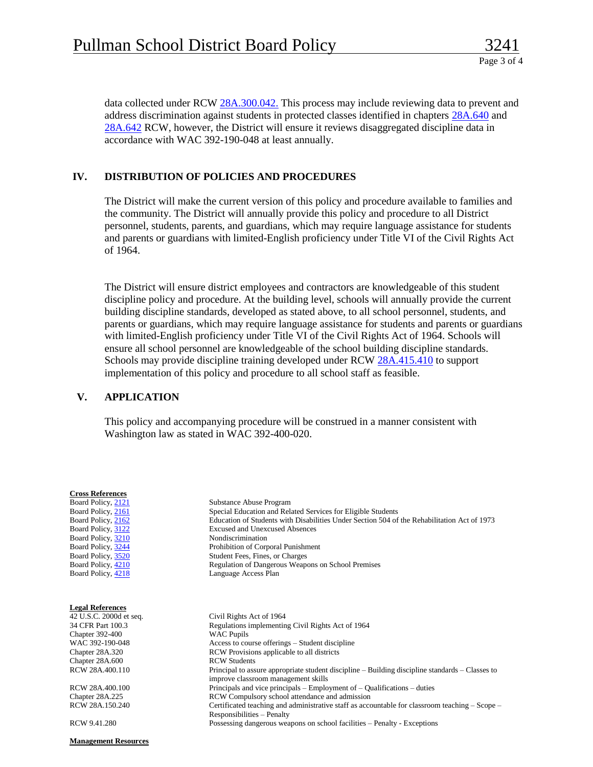data collected under RCW 28A.300.042. This process may include reviewing data to prevent and address discrimination against students in protected classes identified in chapters 28A.640 and 28A.642 RCW, however, the District will ensure it reviews disaggregated discipline data in accordance with WAC 392-190-048 at least annually.

## IV. DISTRIBUTION OF POLICIES AND PROCEDURES

The District will make the current version of this policy and procedure available to families and the community. The District will annually provide this policy and procedure to all District personnel, students, parents, and guardians, which may require language assistance for students and parents or guardians with limited-English proficiency under Title VI of the Civil Rights Act of 1964.

The District will ensure district employees and contractors are knowledgeable of this student discipline policy and procedure. At the building level, schools will annually provide the current building discipline standards, developed as stated above, to all school personnel, students, and parents or guardians, which may require language assistance for students and parents or guardians with limited-English proficiency under Title VI of the Civil Rights Act of 1964. Schools will ensure all school personnel are knowledgeable of the school building discipline standards. Schools may provide discipline training developed under RCW 28A.415.410 to support implementation of this policy and procedure to all school staff as feasible.

## V. APPLICATION

This policy and accompanying procedure will be construed in a manner consistent with Washington law as stated in WAC 392-400-020.

**Cross References**

| | |
|---|---|
| Board Policy, 2121 | Substance Abuse Program |
| Board Policy, 2161 | Special Education and Related Services for Eligible Students |
| Board Policy, 2162 | Education of Students with Disabilities Under Section 504 of the Rehabilitation Act of 1973 |
| Board Policy, 3122 | Excused and Unexcused Absences |
| Board Policy, 3210 | Nondiscrimination |
| Board Policy, 3244 | Prohibition of Corporal Punishment |
| Board Policy, 3520 | Student Fees, Fines, or Charges |
| Board Policy, 4210 | Regulation of Dangerous Weapons on School Premises |
| Board Policy, 4218 | Language Access Plan |

**Legal References**

| | |
|---|---|
| 42 U.S.C. 2000d et seq. | Civil Rights Act of 1964 |
| 34 CFR Part 100.3 | Regulations implementing Civil Rights Act of 1964 |
| Chapter 392-400 | WAC Pupils |
| WAC 392-190-048 | Access to course offerings – Student discipline |
| Chapter 28A.320 | RCW Provisions applicable to all districts |
| Chapter 28A.600 | RCW Students |
| RCW 28A.400.110 | Principal to assure appropriate student discipline – Building discipline standards – Classes to improve classroom management skills |
| RCW 28A.400.100 | Principals and vice principals – Employment of – Qualifications – duties |
| Chapter 28A.225 | RCW Compulsory school attendance and admission |
| RCW 28A.150.240 | Certificated teaching and administrative staff as accountable for classroom teaching – Scope – Responsibilities – Penalty |
| RCW 9.41.280 | Possessing dangerous weapons on school facilities – Penalty - Exceptions |

**Management Resources**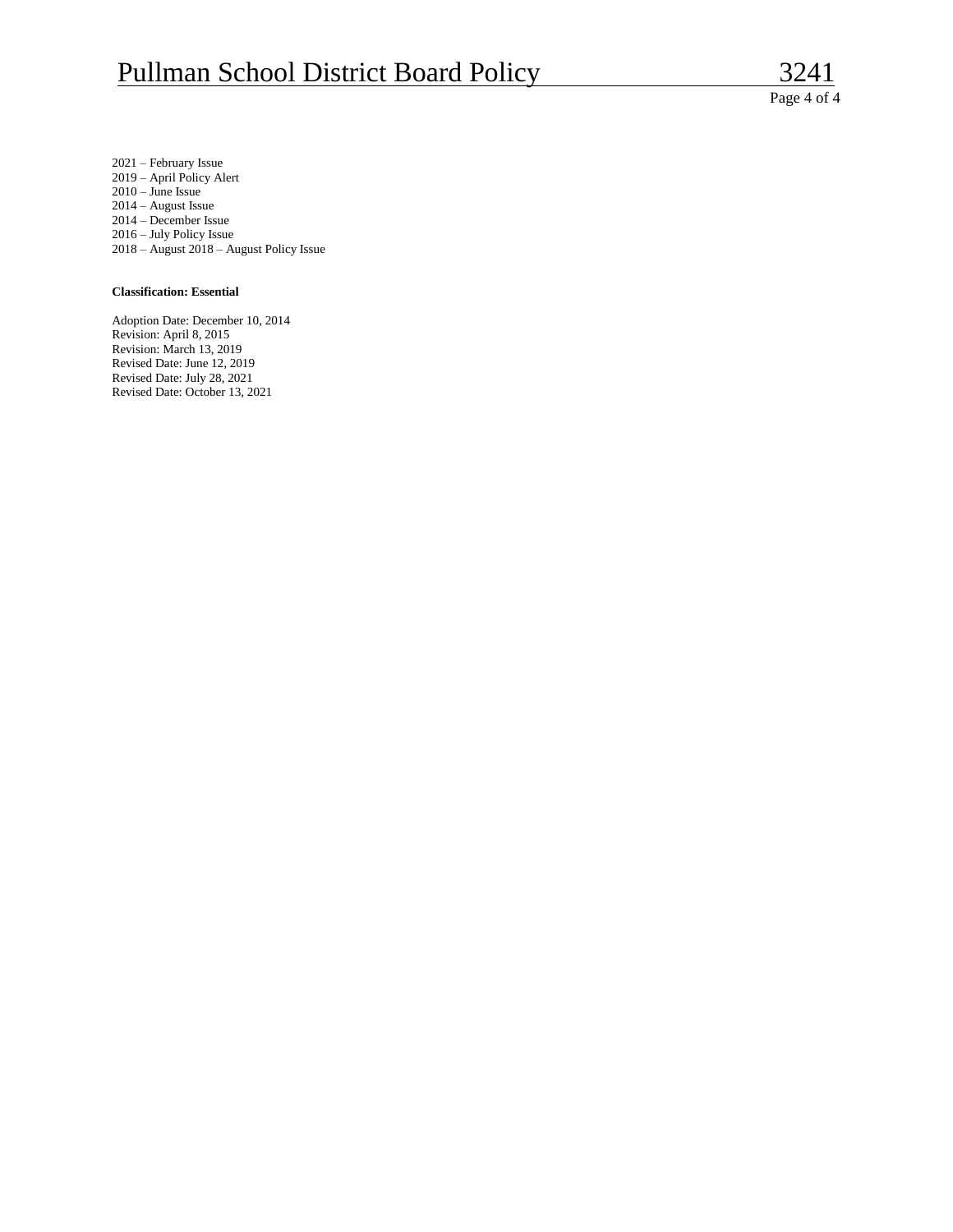2021 – February Issue
2019 – April Policy Alert
2010 – June Issue
2014 – August Issue
2014 – December Issue
2016 – July Policy Issue
2018 – August 2018 – August Policy Issue

**Classification: Essential**

Adoption Date: December 10, 2014
Revision: April 8, 2015
Revision: March 13, 2019
Revised Date: June 12, 2019
Revised Date: July 28, 2021
Revised Date: October 13, 2021